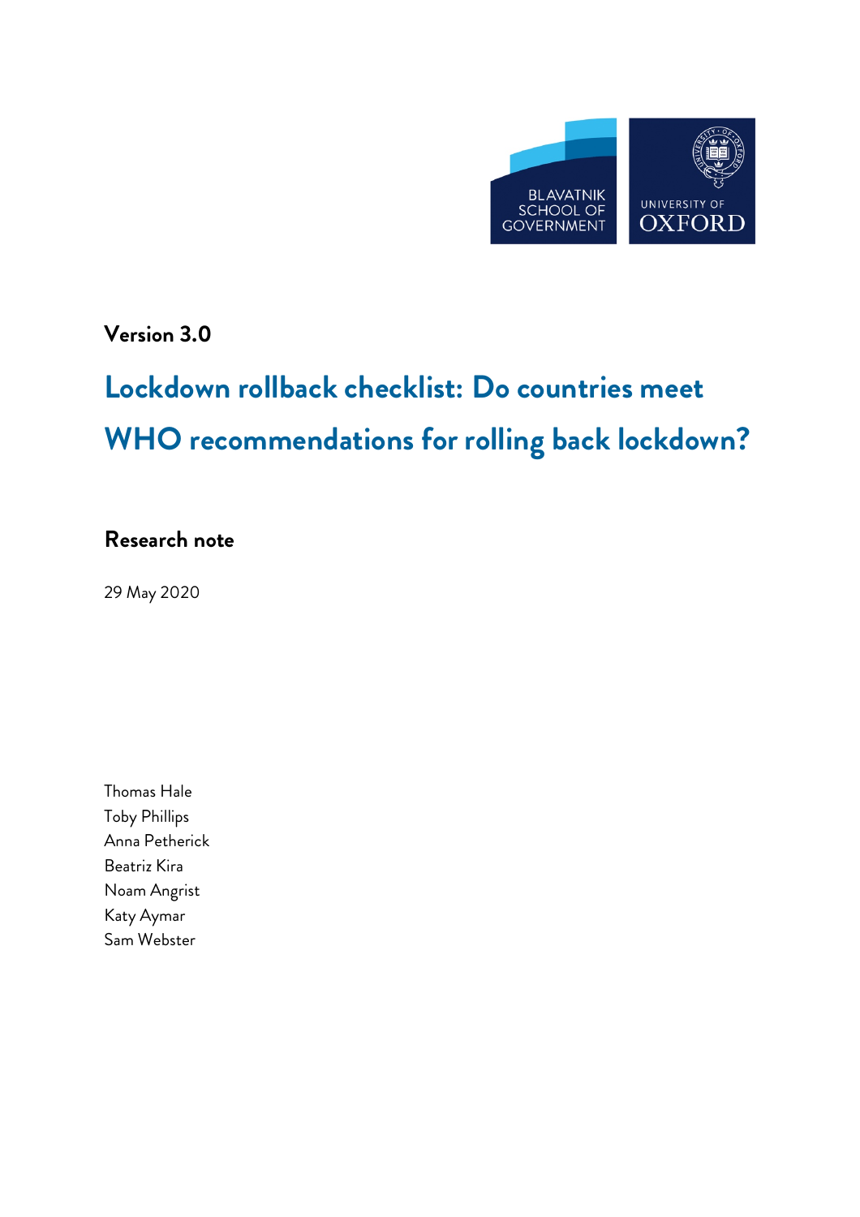BLAVATNIK SCHOOL OF GOVERNMENT

UNIVERSITY OF OXFORD

**Version 3.0**

# Lockdown rollback checklist: Do countries meet WHO recommendations for rolling back lockdown?

## Research note

29 May 2020

Thomas Hale
Toby Phillips
Anna Petherick
Beatriz Kira
Noam Angrist
Katy Aymar
Sam Webster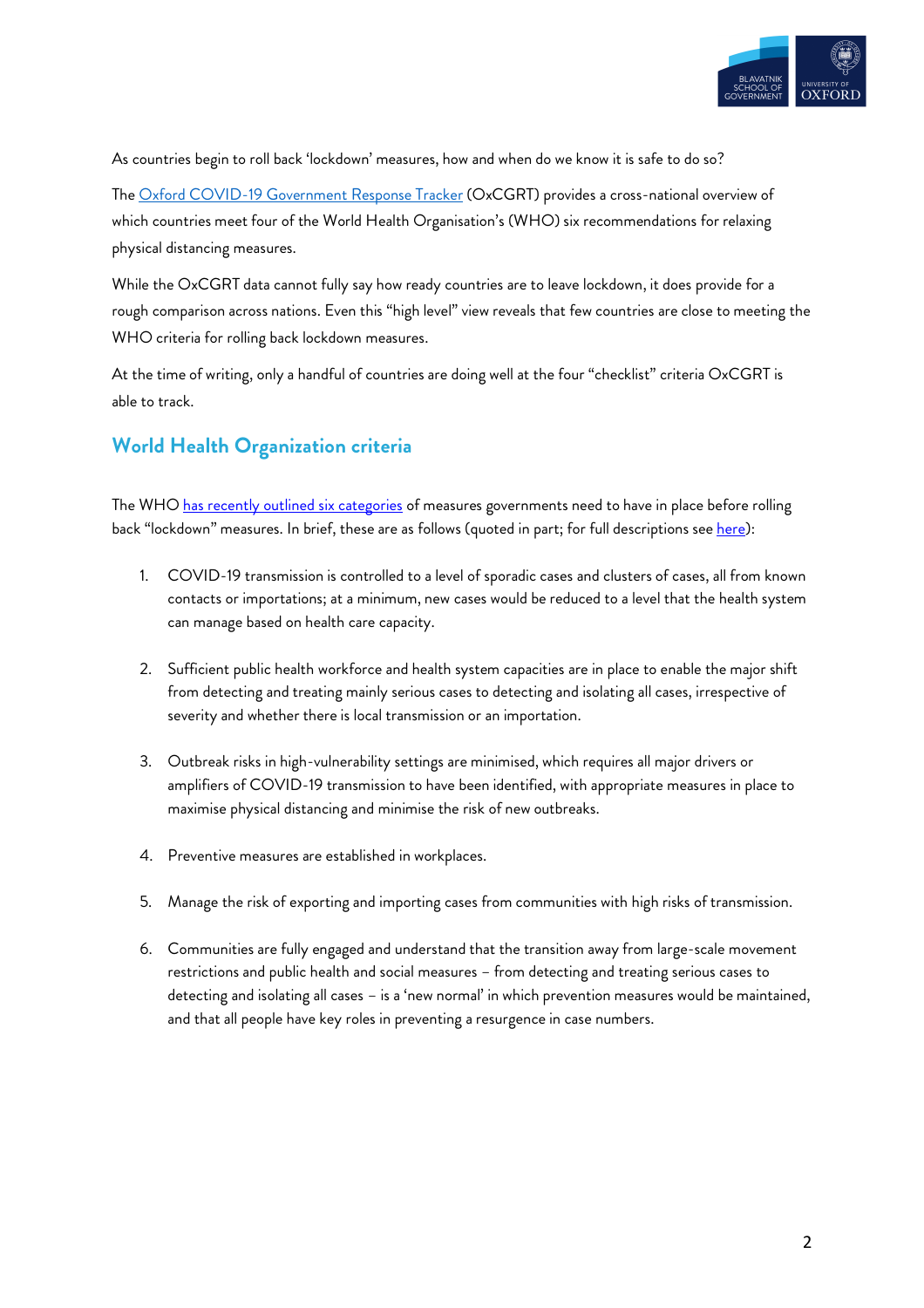As countries begin to roll back 'lockdown' measures, how and when do we know it is safe to do so?

The Oxford COVID-19 Government Response Tracker (OxCGRT) provides a cross-national overview of which countries meet four of the World Health Organisation's (WHO) six recommendations for relaxing physical distancing measures.

While the OxCGRT data cannot fully say how ready countries are to leave lockdown, it does provide for a rough comparison across nations. Even this "high level" view reveals that few countries are close to meeting the WHO criteria for rolling back lockdown measures.

At the time of writing, only a handful of countries are doing well at the four "checklist" criteria OxCGRT is able to track.

## World Health Organization criteria

The WHO has recently outlined six categories of measures governments need to have in place before rolling back "lockdown" measures. In brief, these are as follows (quoted in part; for full descriptions see here):

1. COVID-19 transmission is controlled to a level of sporadic cases and clusters of cases, all from known contacts or importations; at a minimum, new cases would be reduced to a level that the health system can manage based on health care capacity.

2. Sufficient public health workforce and health system capacities are in place to enable the major shift from detecting and treating mainly serious cases to detecting and isolating all cases, irrespective of severity and whether there is local transmission or an importation.

3. Outbreak risks in high-vulnerability settings are minimised, which requires all major drivers or amplifiers of COVID-19 transmission to have been identified, with appropriate measures in place to maximise physical distancing and minimise the risk of new outbreaks.

4. Preventive measures are established in workplaces.

5. Manage the risk of exporting and importing cases from communities with high risks of transmission.

6. Communities are fully engaged and understand that the transition away from large-scale movement restrictions and public health and social measures – from detecting and treating serious cases to detecting and isolating all cases – is a 'new normal' in which prevention measures would be maintained, and that all people have key roles in preventing a resurgence in case numbers.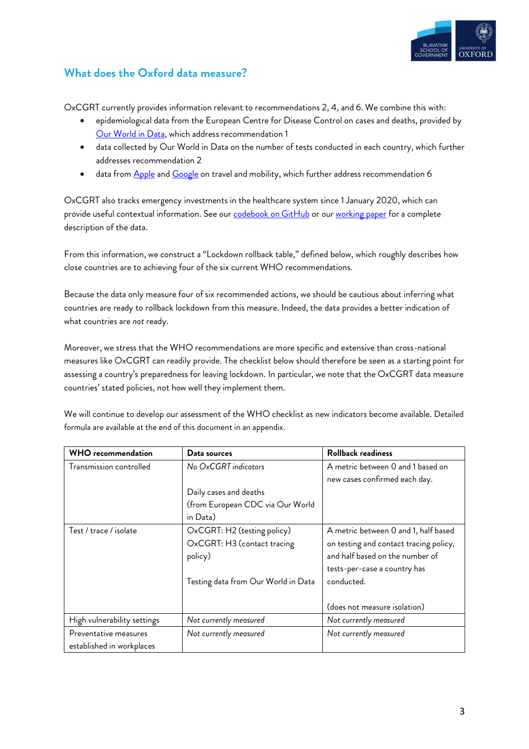## What does the Oxford data measure?

OxCGRT currently provides information relevant to recommendations 2, 4, and 6. We combine this with:

- epidemiological data from the European Centre for Disease Control on cases and deaths, provided by Our World in Data, which address recommendation 1
- data collected by Our World in Data on the number of tests conducted in each country, which further addresses recommendation 2
- data from Apple and Google on travel and mobility, which further address recommendation 6

OxCGRT also tracks emergency investments in the healthcare system since 1 January 2020, which can provide useful contextual information. See our codebook on GitHub or our working paper for a complete description of the data.

From this information, we construct a "Lockdown rollback table," defined below, which roughly describes how close countries are to achieving four of the six current WHO recommendations.

Because the data only measure four of six recommended actions, we should be cautious about inferring what countries are ready to rollback lockdown from this measure. Indeed, the data provides a better indication of what countries are *not* ready.

Moreover, we stress that the WHO recommendations are more specific and extensive than cross-national measures like OxCGRT can readily provide. The checklist below should therefore be seen as a starting point for assessing a country's preparedness for leaving lockdown. In particular, we note that the OxCGRT data measure countries' stated policies, not how well they implement them.

We will continue to develop our assessment of the WHO checklist as new indicators become available. Detailed formula are available at the end of this document in an appendix.

| WHO recommendation | Data sources | Rollback readiness |
|---|---|---|
| Transmission controlled | *No OxCGRT indicators*<br><br>Daily cases and deaths (from European CDC via Our World in Data) | A metric between 0 and 1 based on new cases confirmed each day. |
| Test / trace / isolate | OxCGRT: H2 (testing policy)<br>OxCGRT: H3 (contact tracing policy)<br><br>Testing data from Our World in Data | A metric between 0 and 1, half based on testing and contact tracing policy, and half based on the number of tests-per-case a country has conducted.<br><br>(does not measure isolation) |
| High vulnerability settings | *Not currently measured* | *Not currently measured* |
| Preventative measures established in workplaces | *Not currently measured* | *Not currently measured* |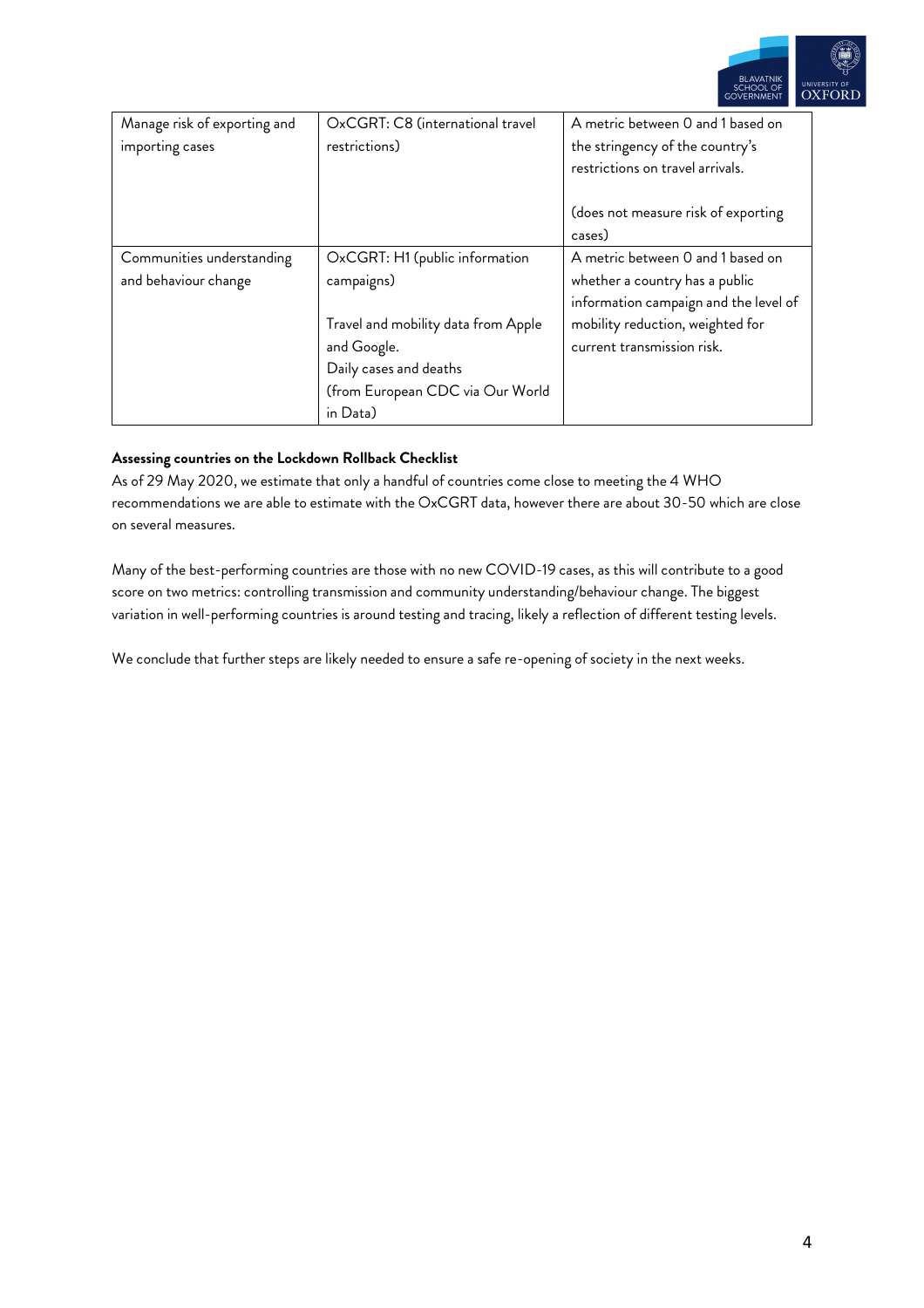| | | |
|---|---|---|
| Manage risk of exporting and importing cases | OxCGRT: C8 (international travel restrictions) | A metric between 0 and 1 based on the stringency of the country's restrictions on travel arrivals.<br><br>(does not measure risk of exporting cases) |
| Communities understanding and behaviour change | OxCGRT: H1 (public information campaigns)<br><br>Travel and mobility data from Apple and Google.<br>Daily cases and deaths (from European CDC via Our World in Data) | A metric between 0 and 1 based on whether a country has a public information campaign and the level of mobility reduction, weighted for current transmission risk. |

**Assessing countries on the Lockdown Rollback Checklist**

As of 29 May 2020, we estimate that only a handful of countries come close to meeting the 4 WHO recommendations we are able to estimate with the OxCGRT data, however there are about 30-50 which are close on several measures.

Many of the best-performing countries are those with no new COVID-19 cases, as this will contribute to a good score on two metrics: controlling transmission and community understanding/behaviour change. The biggest variation in well-performing countries is around testing and tracing, likely a reflection of different testing levels.

We conclude that further steps are likely needed to ensure a safe re-opening of society in the next weeks.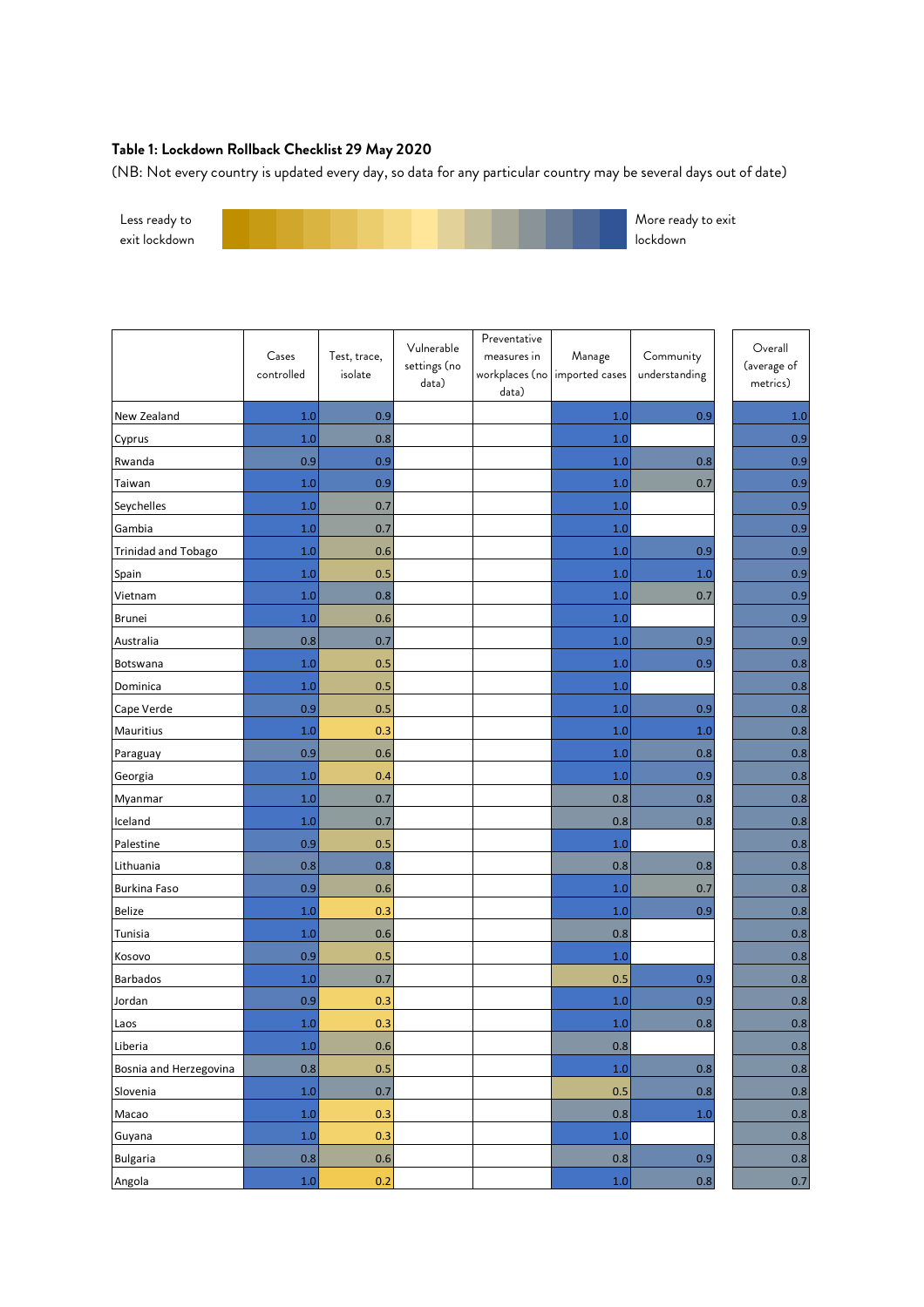**Table 1: Lockdown Rollback Checklist 29 May 2020**

(NB: Not every country is updated every day, so data for any particular country may be several days out of date)

Less ready to exit lockdown ← → More ready to exit lockdown

| | Cases controlled | Test, trace, isolate | Vulnerable settings (no data) | Preventative measures in workplaces (no data) | Manage imported cases | Community understanding | Overall (average of metrics) |
|---|---|---|---|---|---|---|---|
| New Zealand | 1.0 | 0.9 | | | 1.0 | 0.9 | 1.0 |
| Cyprus | 1.0 | 0.8 | | | 1.0 | | 0.9 |
| Rwanda | 0.9 | 0.9 | | | 1.0 | 0.8 | 0.9 |
| Taiwan | 1.0 | 0.9 | | | 1.0 | 0.7 | 0.9 |
| Seychelles | 1.0 | 0.7 | | | 1.0 | | 0.9 |
| Gambia | 1.0 | 0.7 | | | 1.0 | | 0.9 |
| Trinidad and Tobago | 1.0 | 0.6 | | | 1.0 | 0.9 | 0.9 |
| Spain | 1.0 | 0.5 | | | 1.0 | 1.0 | 0.9 |
| Vietnam | 1.0 | 0.8 | | | 1.0 | 0.7 | 0.9 |
| Brunei | 1.0 | 0.6 | | | 1.0 | | 0.9 |
| Australia | 0.8 | 0.7 | | | 1.0 | 0.9 | 0.9 |
| Botswana | 1.0 | 0.5 | | | 1.0 | 0.9 | 0.8 |
| Dominica | 1.0 | 0.5 | | | 1.0 | | 0.8 |
| Cape Verde | 0.9 | 0.5 | | | 1.0 | 0.9 | 0.8 |
| Mauritius | 1.0 | 0.3 | | | 1.0 | 1.0 | 0.8 |
| Paraguay | 0.9 | 0.6 | | | 1.0 | 0.8 | 0.8 |
| Georgia | 1.0 | 0.4 | | | 1.0 | 0.9 | 0.8 |
| Myanmar | 1.0 | 0.7 | | | 0.8 | 0.8 | 0.8 |
| Iceland | 1.0 | 0.7 | | | 0.8 | 0.8 | 0.8 |
| Palestine | 0.9 | 0.5 | | | 1.0 | | 0.8 |
| Lithuania | 0.8 | 0.8 | | | 0.8 | 0.8 | 0.8 |
| Burkina Faso | 0.9 | 0.6 | | | 1.0 | 0.7 | 0.8 |
| Belize | 1.0 | 0.3 | | | 1.0 | 0.9 | 0.8 |
| Tunisia | 1.0 | 0.6 | | | 0.8 | | 0.8 |
| Kosovo | 0.9 | 0.5 | | | 1.0 | | 0.8 |
| Barbados | 1.0 | 0.7 | | | 0.5 | 0.9 | 0.8 |
| Jordan | 0.9 | 0.3 | | | 1.0 | 0.9 | 0.8 |
| Laos | 1.0 | 0.3 | | | 1.0 | 0.8 | 0.8 |
| Liberia | 1.0 | 0.6 | | | 0.8 | | 0.8 |
| Bosnia and Herzegovina | 0.8 | 0.5 | | | 1.0 | 0.8 | 0.8 |
| Slovenia | 1.0 | 0.7 | | | 0.5 | 0.8 | 0.8 |
| Macao | 1.0 | 0.3 | | | 0.8 | 1.0 | 0.8 |
| Guyana | 1.0 | 0.3 | | | 1.0 | | 0.8 |
| Bulgaria | 0.8 | 0.6 | | | 0.8 | 0.9 | 0.8 |
| Angola | 1.0 | 0.2 | | | 1.0 | 0.8 | 0.7 |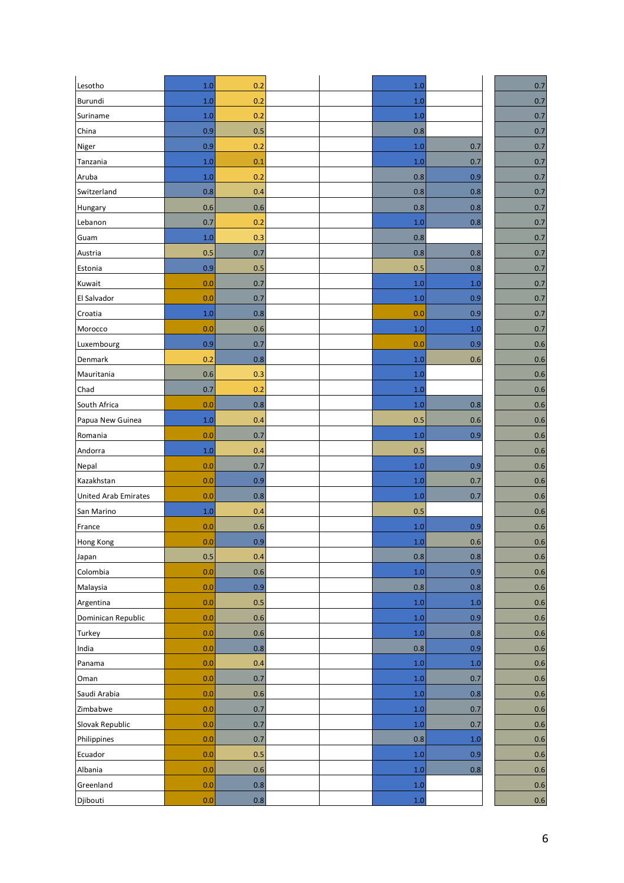| | | | | | | | |
|---|---|---|---|---|---|---|---|
| Lesotho | 1.0 | 0.2 | | | 1.0 | | 0.7 |
| Burundi | 1.0 | 0.2 | | | 1.0 | | 0.7 |
| Suriname | 1.0 | 0.2 | | | 1.0 | | 0.7 |
| China | 0.9 | 0.5 | | | 0.8 | | 0.7 |
| Niger | 0.9 | 0.2 | | | 1.0 | 0.7 | 0.7 |
| Tanzania | 1.0 | 0.1 | | | 1.0 | 0.7 | 0.7 |
| Aruba | 1.0 | 0.2 | | | 0.8 | 0.9 | 0.7 |
| Switzerland | 0.8 | 0.4 | | | 0.8 | 0.8 | 0.7 |
| Hungary | 0.6 | 0.6 | | | 0.8 | 0.8 | 0.7 |
| Lebanon | 0.7 | 0.2 | | | 1.0 | 0.8 | 0.7 |
| Guam | 1.0 | 0.3 | | | 0.8 | | 0.7 |
| Austria | 0.5 | 0.7 | | | 0.8 | 0.8 | 0.7 |
| Estonia | 0.9 | 0.5 | | | 0.5 | 0.8 | 0.7 |
| Kuwait | 0.0 | 0.7 | | | 1.0 | 1.0 | 0.7 |
| El Salvador | 0.0 | 0.7 | | | 1.0 | 0.9 | 0.7 |
| Croatia | 1.0 | 0.8 | | | 0.0 | 0.9 | 0.7 |
| Morocco | 0.0 | 0.6 | | | 1.0 | 1.0 | 0.7 |
| Luxembourg | 0.9 | 0.7 | | | 0.0 | 0.9 | 0.6 |
| Denmark | 0.2 | 0.8 | | | 1.0 | 0.6 | 0.6 |
| Mauritania | 0.6 | 0.3 | | | 1.0 | | 0.6 |
| Chad | 0.7 | 0.2 | | | 1.0 | | 0.6 |
| South Africa | 0.0 | 0.8 | | | 1.0 | 0.8 | 0.6 |
| Papua New Guinea | 1.0 | 0.4 | | | 0.5 | 0.6 | 0.6 |
| Romania | 0.0 | 0.7 | | | 1.0 | 0.9 | 0.6 |
| Andorra | 1.0 | 0.4 | | | 0.5 | | 0.6 |
| Nepal | 0.0 | 0.7 | | | 1.0 | 0.9 | 0.6 |
| Kazakhstan | 0.0 | 0.9 | | | 1.0 | 0.7 | 0.6 |
| United Arab Emirates | 0.0 | 0.8 | | | 1.0 | 0.7 | 0.6 |
| San Marino | 1.0 | 0.4 | | | 0.5 | | 0.6 |
| France | 0.0 | 0.6 | | | 1.0 | 0.9 | 0.6 |
| Hong Kong | 0.0 | 0.9 | | | 1.0 | 0.6 | 0.6 |
| Japan | 0.5 | 0.4 | | | 0.8 | 0.8 | 0.6 |
| Colombia | 0.0 | 0.6 | | | 1.0 | 0.9 | 0.6 |
| Malaysia | 0.0 | 0.9 | | | 0.8 | 0.8 | 0.6 |
| Argentina | 0.0 | 0.5 | | | 1.0 | 1.0 | 0.6 |
| Dominican Republic | 0.0 | 0.6 | | | 1.0 | 0.9 | 0.6 |
| Turkey | 0.0 | 0.6 | | | 1.0 | 0.8 | 0.6 |
| India | 0.0 | 0.8 | | | 0.8 | 0.9 | 0.6 |
| Panama | 0.0 | 0.4 | | | 1.0 | 1.0 | 0.6 |
| Oman | 0.0 | 0.7 | | | 1.0 | 0.7 | 0.6 |
| Saudi Arabia | 0.0 | 0.6 | | | 1.0 | 0.8 | 0.6 |
| Zimbabwe | 0.0 | 0.7 | | | 1.0 | 0.7 | 0.6 |
| Slovak Republic | 0.0 | 0.7 | | | 1.0 | 0.7 | 0.6 |
| Philippines | 0.0 | 0.7 | | | 0.8 | 1.0 | 0.6 |
| Ecuador | 0.0 | 0.5 | | | 1.0 | 0.9 | 0.6 |
| Albania | 0.0 | 0.6 | | | 1.0 | 0.8 | 0.6 |
| Greenland | 0.0 | 0.8 | | | 1.0 | | 0.6 |
| Djibouti | 0.0 | 0.8 | | | 1.0 | | 0.6 |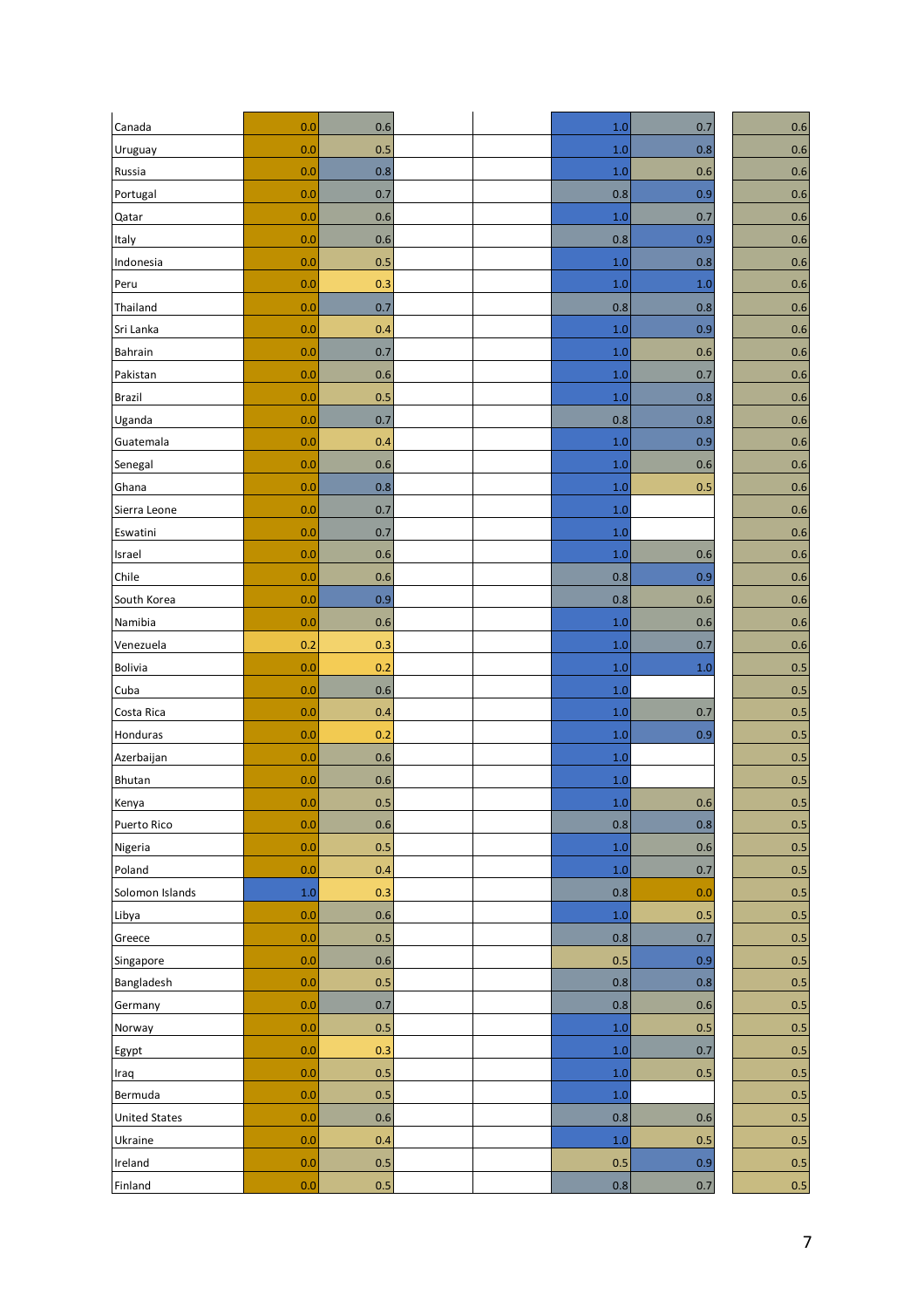| | | | | | | | |
|---|---|---|---|---|---|---|---|
| Canada | 0.0 | 0.6 | | | 1.0 | 0.7 | 0.6 |
| Uruguay | 0.0 | 0.5 | | | 1.0 | 0.8 | 0.6 |
| Russia | 0.0 | 0.8 | | | 1.0 | 0.6 | 0.6 |
| Portugal | 0.0 | 0.7 | | | 0.8 | 0.9 | 0.6 |
| Qatar | 0.0 | 0.6 | | | 1.0 | 0.7 | 0.6 |
| Italy | 0.0 | 0.6 | | | 0.8 | 0.9 | 0.6 |
| Indonesia | 0.0 | 0.5 | | | 1.0 | 0.8 | 0.6 |
| Peru | 0.0 | 0.3 | | | 1.0 | 1.0 | 0.6 |
| Thailand | 0.0 | 0.7 | | | 0.8 | 0.8 | 0.6 |
| Sri Lanka | 0.0 | 0.4 | | | 1.0 | 0.9 | 0.6 |
| Bahrain | 0.0 | 0.7 | | | 1.0 | 0.6 | 0.6 |
| Pakistan | 0.0 | 0.6 | | | 1.0 | 0.7 | 0.6 |
| Brazil | 0.0 | 0.5 | | | 1.0 | 0.8 | 0.6 |
| Uganda | 0.0 | 0.7 | | | 0.8 | 0.8 | 0.6 |
| Guatemala | 0.0 | 0.4 | | | 1.0 | 0.9 | 0.6 |
| Senegal | 0.0 | 0.6 | | | 1.0 | 0.6 | 0.6 |
| Ghana | 0.0 | 0.8 | | | 1.0 | 0.5 | 0.6 |
| Sierra Leone | 0.0 | 0.7 | | | 1.0 | | 0.6 |
| Eswatini | 0.0 | 0.7 | | | 1.0 | | 0.6 |
| Israel | 0.0 | 0.6 | | | 1.0 | 0.6 | 0.6 |
| Chile | 0.0 | 0.6 | | | 0.8 | 0.9 | 0.6 |
| South Korea | 0.0 | 0.9 | | | 0.8 | 0.6 | 0.6 |
| Namibia | 0.0 | 0.6 | | | 1.0 | 0.6 | 0.6 |
| Venezuela | 0.2 | 0.3 | | | 1.0 | 0.7 | 0.6 |
| Bolivia | 0.0 | 0.2 | | | 1.0 | 1.0 | 0.5 |
| Cuba | 0.0 | 0.6 | | | 1.0 | | 0.5 |
| Costa Rica | 0.0 | 0.4 | | | 1.0 | 0.7 | 0.5 |
| Honduras | 0.0 | 0.2 | | | 1.0 | 0.9 | 0.5 |
| Azerbaijan | 0.0 | 0.6 | | | 1.0 | | 0.5 |
| Bhutan | 0.0 | 0.6 | | | 1.0 | | 0.5 |
| Kenya | 0.0 | 0.5 | | | 1.0 | 0.6 | 0.5 |
| Puerto Rico | 0.0 | 0.6 | | | 0.8 | 0.8 | 0.5 |
| Nigeria | 0.0 | 0.5 | | | 1.0 | 0.6 | 0.5 |
| Poland | 0.0 | 0.4 | | | 1.0 | 0.7 | 0.5 |
| Solomon Islands | 1.0 | 0.3 | | | 0.8 | 0.0 | 0.5 |
| Libya | 0.0 | 0.6 | | | 1.0 | 0.5 | 0.5 |
| Greece | 0.0 | 0.5 | | | 0.8 | 0.7 | 0.5 |
| Singapore | 0.0 | 0.6 | | | 0.5 | 0.9 | 0.5 |
| Bangladesh | 0.0 | 0.5 | | | 0.8 | 0.8 | 0.5 |
| Germany | 0.0 | 0.7 | | | 0.8 | 0.6 | 0.5 |
| Norway | 0.0 | 0.5 | | | 1.0 | 0.5 | 0.5 |
| Egypt | 0.0 | 0.3 | | | 1.0 | 0.7 | 0.5 |
| Iraq | 0.0 | 0.5 | | | 1.0 | 0.5 | 0.5 |
| Bermuda | 0.0 | 0.5 | | | 1.0 | | 0.5 |
| United States | 0.0 | 0.6 | | | 0.8 | 0.6 | 0.5 |
| Ukraine | 0.0 | 0.4 | | | 1.0 | 0.5 | 0.5 |
| Ireland | 0.0 | 0.5 | | | 0.5 | 0.9 | 0.5 |
| Finland | 0.0 | 0.5 | | | 0.8 | 0.7 | 0.5 |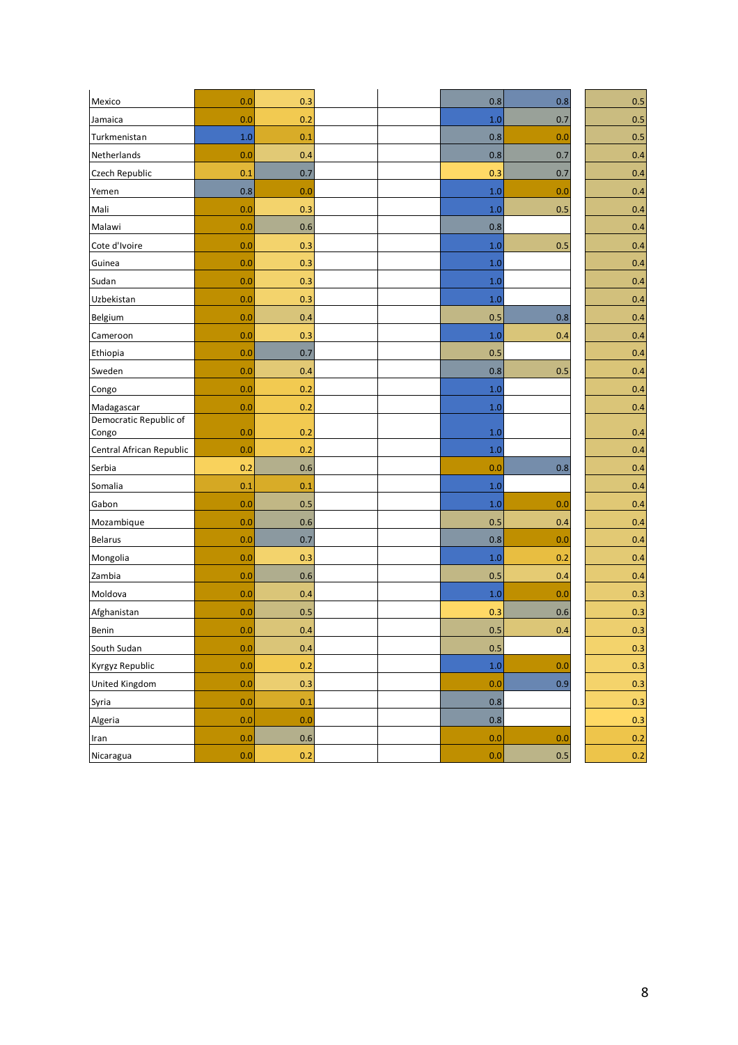| | | | | | | | |
|---|---|---|---|---|---|---|---|
| Mexico | 0.0 | 0.3 | | | 0.8 | 0.8 | 0.5 |
| Jamaica | 0.0 | 0.2 | | | 1.0 | 0.7 | 0.5 |
| Turkmenistan | 1.0 | 0.1 | | | 0.8 | 0.0 | 0.5 |
| Netherlands | 0.0 | 0.4 | | | 0.8 | 0.7 | 0.4 |
| Czech Republic | 0.1 | 0.7 | | | 0.3 | 0.7 | 0.4 |
| Yemen | 0.8 | 0.0 | | | 1.0 | 0.0 | 0.4 |
| Mali | 0.0 | 0.3 | | | 1.0 | 0.5 | 0.4 |
| Malawi | 0.0 | 0.6 | | | 0.8 | | 0.4 |
| Cote d'Ivoire | 0.0 | 0.3 | | | 1.0 | 0.5 | 0.4 |
| Guinea | 0.0 | 0.3 | | | 1.0 | | 0.4 |
| Sudan | 0.0 | 0.3 | | | 1.0 | | 0.4 |
| Uzbekistan | 0.0 | 0.3 | | | 1.0 | | 0.4 |
| Belgium | 0.0 | 0.4 | | | 0.5 | 0.8 | 0.4 |
| Cameroon | 0.0 | 0.3 | | | 1.0 | 0.4 | 0.4 |
| Ethiopia | 0.0 | 0.7 | | | 0.5 | | 0.4 |
| Sweden | 0.0 | 0.4 | | | 0.8 | 0.5 | 0.4 |
| Congo | 0.0 | 0.2 | | | 1.0 | | 0.4 |
| Madagascar | 0.0 | 0.2 | | | 1.0 | | 0.4 |
| Democratic Republic of Congo | 0.0 | 0.2 | | | 1.0 | | 0.4 |
| Central African Republic | 0.0 | 0.2 | | | 1.0 | | 0.4 |
| Serbia | 0.2 | 0.6 | | | 0.0 | 0.8 | 0.4 |
| Somalia | 0.1 | 0.1 | | | 1.0 | | 0.4 |
| Gabon | 0.0 | 0.5 | | | 1.0 | 0.0 | 0.4 |
| Mozambique | 0.0 | 0.6 | | | 0.5 | 0.4 | 0.4 |
| Belarus | 0.0 | 0.7 | | | 0.8 | 0.0 | 0.4 |
| Mongolia | 0.0 | 0.3 | | | 1.0 | 0.2 | 0.4 |
| Zambia | 0.0 | 0.6 | | | 0.5 | 0.4 | 0.4 |
| Moldova | 0.0 | 0.4 | | | 1.0 | 0.0 | 0.3 |
| Afghanistan | 0.0 | 0.5 | | | 0.3 | 0.6 | 0.3 |
| Benin | 0.0 | 0.4 | | | 0.5 | 0.4 | 0.3 |
| South Sudan | 0.0 | 0.4 | | | 0.5 | | 0.3 |
| Kyrgyz Republic | 0.0 | 0.2 | | | 1.0 | 0.0 | 0.3 |
| United Kingdom | 0.0 | 0.3 | | | 0.0 | 0.9 | 0.3 |
| Syria | 0.0 | 0.1 | | | 0.8 | | 0.3 |
| Algeria | 0.0 | 0.0 | | | 0.8 | | 0.3 |
| Iran | 0.0 | 0.6 | | | 0.0 | 0.0 | 0.2 |
| Nicaragua | 0.0 | 0.2 | | | 0.0 | 0.5 | 0.2 |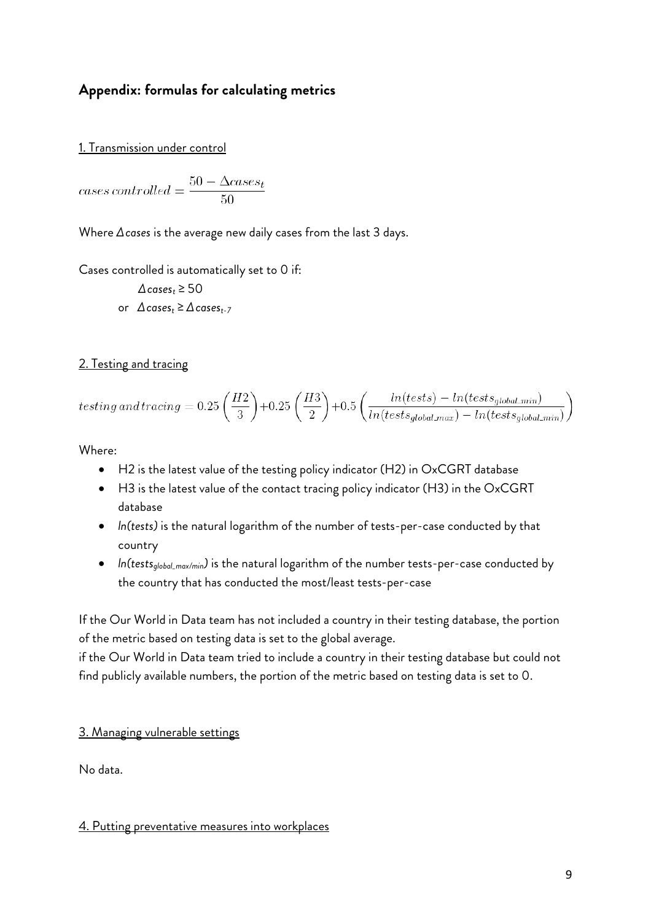## Appendix: formulas for calculating metrics

1. Transmission under control

$$cases\,controlled = \frac{50 - \Delta cases_t}{50}$$

Where *Δcases* is the average new daily cases from the last 3 days.

Cases controlled is automatically set to 0 if:

$\Delta cases_t \geq 50$

or $\Delta cases_t \geq \Delta cases_{t-7}$

2. Testing and tracing

$$testing\,and\,tracing = 0.25\left(\frac{H2}{3}\right) + 0.25\left(\frac{H3}{2}\right) + 0.5\left(\frac{ln(tests) - ln(tests_{global\_min})}{ln(tests_{global\_max}) - ln(tests_{global\_min})}\right)$$

Where:

- H2 is the latest value of the testing policy indicator (H2) in OxCGRT database
- H3 is the latest value of the contact tracing policy indicator (H3) in the OxCGRT database
- *ln(tests)* is the natural logarithm of the number of tests-per-case conducted by that country
- $ln(tests_{global\_max/min})$ is the natural logarithm of the number tests-per-case conducted by the country that has conducted the most/least tests-per-case

If the Our World in Data team has not included a country in their testing database, the portion of the metric based on testing data is set to the global average.
if the Our World in Data team tried to include a country in their testing database but could not find publicly available numbers, the portion of the metric based on testing data is set to 0.

3. Managing vulnerable settings

No data.

4. Putting preventative measures into workplaces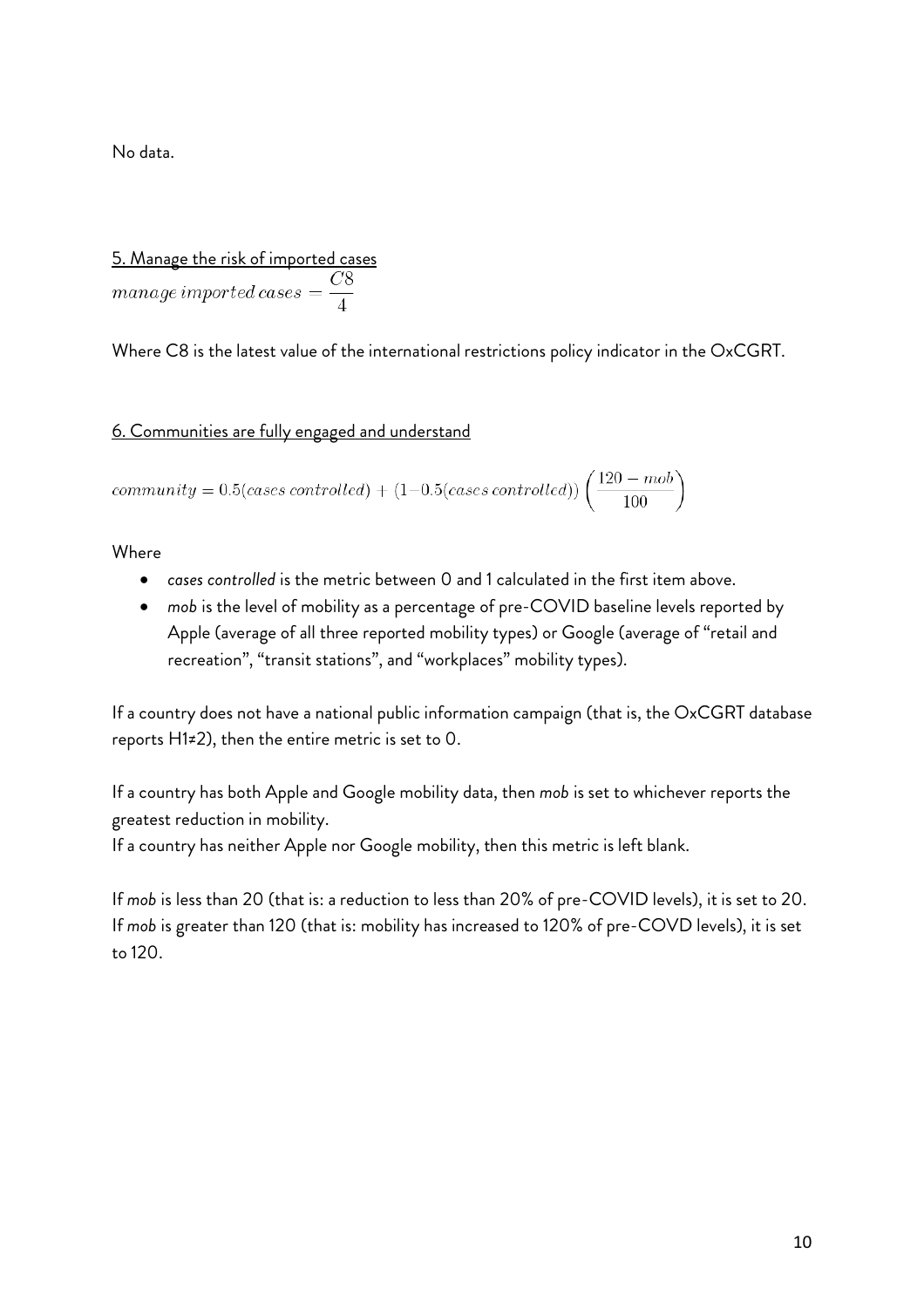No data.

5. Manage the risk of imported cases

$$manage\ imported\ cases = \frac{C8}{4}$$

Where C8 is the latest value of the international restrictions policy indicator in the OxCGRT.

6. Communities are fully engaged and understand

$$community = 0.5(cases\ controlled) + (1 - 0.5(cases\ controlled))\left(\frac{120 - mob}{100}\right)$$

Where

- *cases controlled* is the metric between 0 and 1 calculated in the first item above.
- *mob* is the level of mobility as a percentage of pre-COVID baseline levels reported by Apple (average of all three reported mobility types) or Google (average of "retail and recreation", "transit stations", and "workplaces" mobility types).

If a country does not have a national public information campaign (that is, the OxCGRT database reports H1≠2), then the entire metric is set to 0.

If a country has both Apple and Google mobility data, then *mob* is set to whichever reports the greatest reduction in mobility.

If a country has neither Apple nor Google mobility, then this metric is left blank.

If *mob* is less than 20 (that is: a reduction to less than 20% of pre-COVID levels), it is set to 20. If *mob* is greater than 120 (that is: mobility has increased to 120% of pre-COVD levels), it is set to 120.